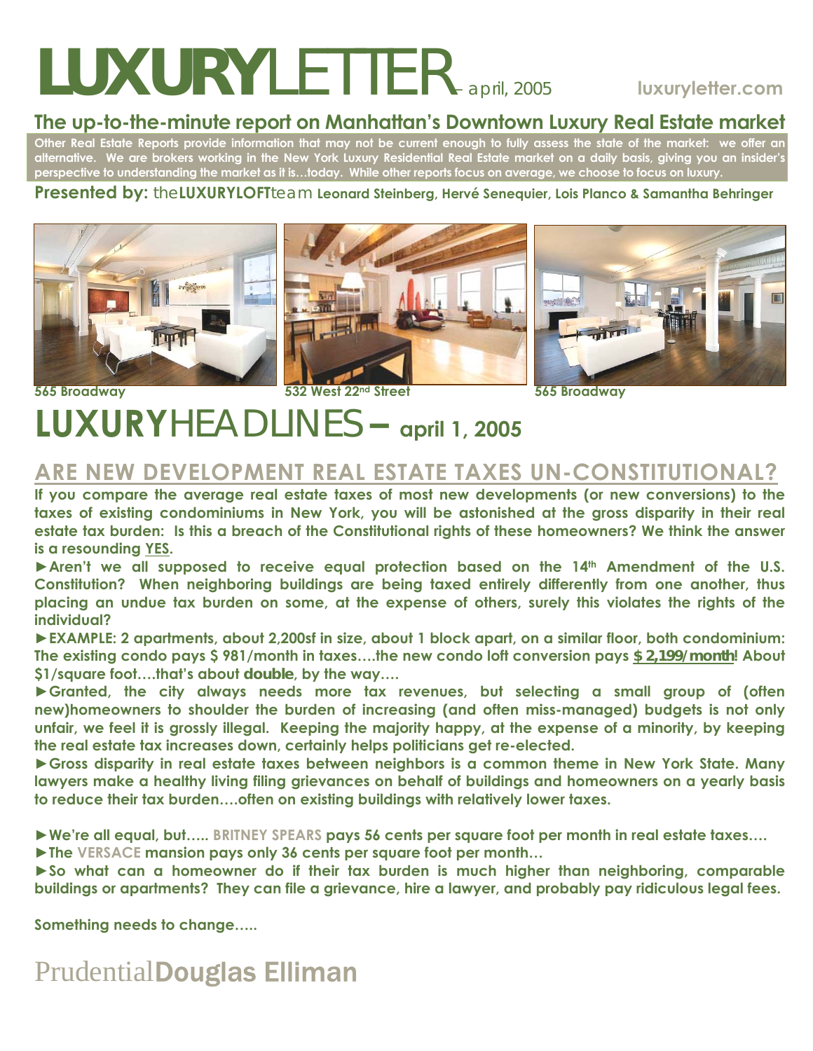# LUXURYLETTER – april, 2005

luxuryletter.com

## The up-to-the-minute report on Manhattan's Downtown Luxury Real Estate market

**Other Real Estate Reports provide information that may not be current enough to fully assess the state of the market: we offer an alternative. We are brokers working in the New York Luxury Residential Real Estate market on a daily basis, giving you an insider's perspective to understanding the market as it is…today. While other reports focus on average, we choose to focus on luxury.**

**Presented by:** the**LUXURYLOFT**team **Leonard Steinberg, Hervé Senequier, Lois Planco & Samantha Behringer**

**565 Broadway** **532 West 22nd Street** **565 Broadway**

# LUXURYHEADLINES – april 1, 2005

## ARE NEW DEVELOPMENT REAL ESTATE TAXES UN-CONSTITUTIONAL?

**If you compare the average real estate taxes of most new developments (or new conversions) to the taxes of existing condominiums in New York, you will be astonished at the gross disparity in their real estate tax burden: Is this a breach of the Constitutional rights of these homeowners? We think the answer is a resounding YES.**

**►Aren't we all supposed to receive equal protection based on the 14th Amendment of the U.S. Constitution? When neighboring buildings are being taxed entirely differently from one another, thus placing an undue tax burden on some, at the expense of others, surely this violates the rights of the individual?**

**►EXAMPLE: 2 apartments, about 2,200sf in size, about 1 block apart, on a similar floor, both condominium: The existing condo pays $ 981/month in taxes….the new condo loft conversion pays $ 2,199/month! About $1/square foot….that's about double, by the way….**

**►Granted, the city always needs more tax revenues, but selecting a small group of (often new)homeowners to shoulder the burden of increasing (and often miss-managed) budgets is not only unfair, we feel it is grossly illegal. Keeping the majority happy, at the expense of a minority, by keeping the real estate tax increases down, certainly helps politicians get re-elected.**

**►Gross disparity in real estate taxes between neighbors is a common theme in New York State. Many lawyers make a healthy living filing grievances on behalf of buildings and homeowners on a yearly basis to reduce their tax burden….often on existing buildings with relatively lower taxes.**

**►We're all equal, but….. BRITNEY SPEARS pays 56 cents per square foot per month in real estate taxes….**

**►The VERSACE mansion pays only 36 cents per square foot per month…**

**►So what can a homeowner do if their tax burden is much higher than neighboring, comparable buildings or apartments? They can file a grievance, hire a lawyer, and probably pay ridiculous legal fees.**

**Something needs to change…..**

PrudentialDouglas Elliman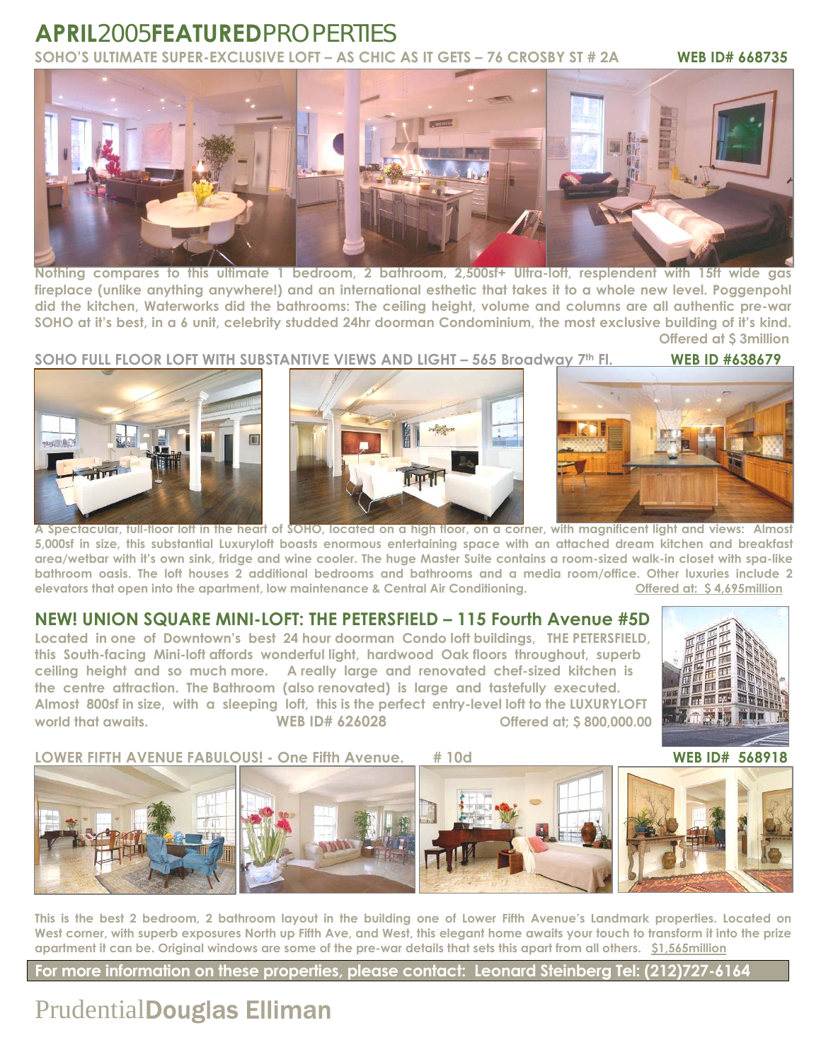# APRIL2005FEATUREDPROPERTIES

**SOHO'S ULTIMATE SUPER-EXCLUSIVE LOFT – AS CHIC AS IT GETS – 76 CROSBY ST # 2A** **WEB ID# 668735**

**Nothing compares to this ultimate 1 bedroom, 2 bathroom, 2,500sf+ Ultra-loft, resplendent with 15ft wide gas fireplace (unlike anything anywhere!) and an international esthetic that takes it to a whole new level. Poggenpohl did the kitchen, Waterworks did the bathrooms: The ceiling height, volume and columns are all authentic pre-war SOHO at it's best, in a 6 unit, celebrity studded 24hr doorman Condominium, the most exclusive building of it's kind.**

**Offered at $ 3million**

**SOHO FULL FLOOR LOFT WITH SUBSTANTIVE VIEWS AND LIGHT – 565 Broadway 7th Fl.** **WEB ID #638679**

**A Spectacular, full-floor loft in the heart of SOHO, located on a high floor, on a corner, with magnificent light and views: Almost 5,000sf in size, this substantial Luxuryloft boasts enormous entertaining space with an attached dream kitchen and breakfast area/wetbar with it's own sink, fridge and wine cooler. The huge Master Suite contains a room-sized walk-in closet with spa-like bathroom oasis. The loft houses 2 additional bedrooms and bathrooms and a media room/office. Other luxuries include 2 elevators that open into the apartment, low maintenance & Central Air Conditioning.** **Offered at: $ 4,695million**

## NEW! UNION SQUARE MINI-LOFT: THE PETERSFIELD – 115 Fourth Avenue #5D

**Located in one of Downtown's best 24 hour doorman Condo loft buildings, THE PETERSFIELD, this South-facing Mini-loft affords wonderful light, hardwood Oak floors throughout, superb ceiling height and so much more. A really large and renovated chef-sized kitchen is the centre attraction. The Bathroom (also renovated) is large and tastefully executed. Almost 800sf in size, with a sleeping loft, this is the perfect entry-level loft to the LUXURYLOFT world that awaits.** **WEB ID# 626028** **Offered at; $ 800,000.00**

**LOWER FIFTH AVENUE FABULOUS! - One Fifth Avenue. # 10d** **WEB ID# 568918**

**This is the best 2 bedroom, 2 bathroom layout in the building one of Lower Fifth Avenue's Landmark properties. Located on West corner, with superb exposures North up Fifth Ave, and West, this elegant home awaits your touch to transform it into the prize apartment it can be. Original windows are some of the pre-war details that sets this apart from all others.** **$1,565million**

**For more information on these properties, please contact: Leonard Steinberg Tel: (212)727-6164**

Prudential**Douglas Elliman**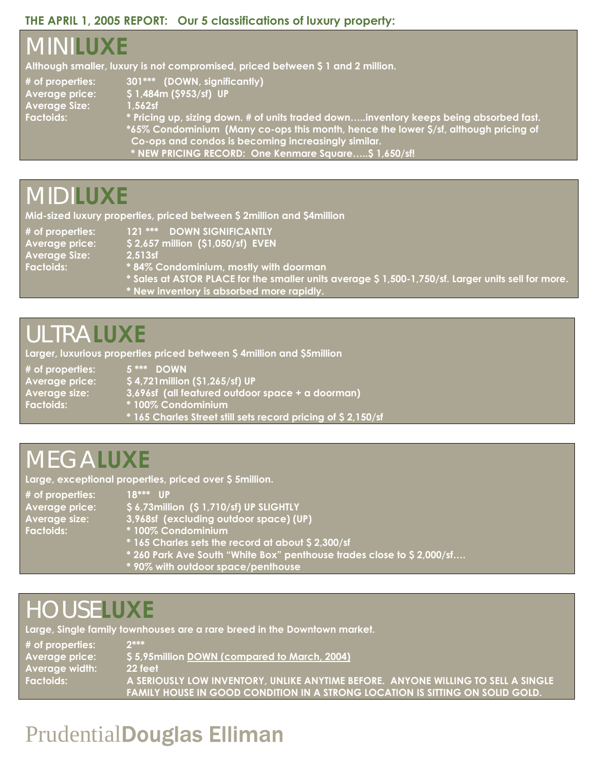**THE APRIL 1, 2005 REPORT: Our 5 classifications of luxury property:**

## MINI**LUXE**

**Although smaller, luxury is not compromised, priced between $ 1 and 2 million.**

| | |
|---|---|
| **# of properties:** | **301*** (DOWN, significantly)** |
| **Average price:** | **$ 1,484m ($953/sf) UP** |
| **Average Size:** | **1,562sf** |
| **Factoids:** | *** Pricing up, sizing down. # of units traded down…..inventory keeps being absorbed fast.** |
| | ***65% Condominium (Many co-ops this month, hence the lower $/sf, although pricing of Co-ops and condos is becoming increasingly similar.** |
| | *** NEW PRICING RECORD: One Kenmare Square…..$ 1,650/sf!** |

## MIDI**LUXE**

**Mid-sized luxury properties, priced between $ 2million and $4million**

| | |
|---|---|
| **# of properties:** | **121 *** DOWN SIGNIFICANTLY** |
| **Average price:** | **$ 2,657 million ($1,050/sf) EVEN** |
| **Average Size:** | **2,513sf** |
| **Factoids:** | *** 84% Condominium, mostly with doorman** |
| | *** Sales at ASTOR PLACE for the smaller units average $ 1,500-1,750/sf. Larger units sell for more.** |
| | *** New inventory is absorbed more rapidly.** |

## ULTRA**LUXE**

**Larger, luxurious properties priced between $ 4million and $5million**

| | |
|---|---|
| **# of properties:** | **5 *** DOWN** |
| **Average price:** | **$ 4,721million ($1,265/sf) UP** |
| **Average size:** | **3,696sf (all featured outdoor space + a doorman)** |
| **Factoids:** | *** 100% Condominium** |
| | *** 165 Charles Street still sets record pricing of $ 2,150/sf** |

## MEGA**LUXE**

**Large, exceptional properties, priced over $ 5million.**

| | |
|---|---|
| **# of properties:** | **18*** UP** |
| **Average price:** | **$ 6,73million ($ 1,710/sf) UP SLIGHTLY** |
| **Average size:** | **3,968sf (excluding outdoor space) (UP)** |
| **Factoids:** | *** 100% Condominium** |
| | *** 165 Charles sets the record at about $ 2,300/sf** |
| | *** 260 Park Ave South "White Box" penthouse trades close to $ 2,000/sf….** |
| | *** 90% with outdoor space/penthouse** |

## HOUSE**LUXE**

**Large, Single family townhouses are a rare breed in the Downtown market.**

| | |
|---|---|
| **# of properties:** | **2***** |
| **Average price:** | **$ 5,95million <u>DOWN (compared to March, 2004)</u>** |
| **Average width:** | **22 feet** |
| **Factoids:** | **A SERIOUSLY LOW INVENTORY, UNLIKE ANYTIME BEFORE. ANYONE WILLING TO SELL A SINGLE FAMILY HOUSE IN GOOD CONDITION IN A STRONG LOCATION IS SITTING ON SOLID GOLD.** |

Prudential**Douglas Elliman**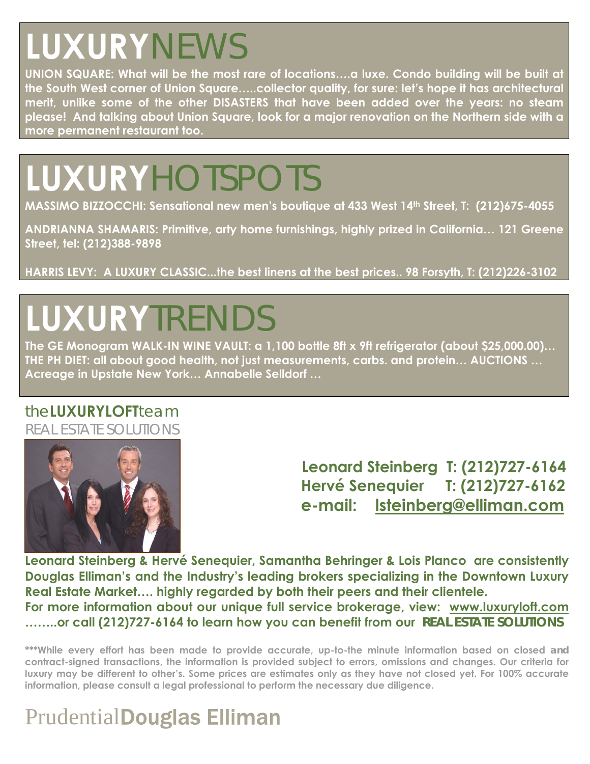# LUXURYNEWS

**UNION SQUARE: What will be the most rare of locations….a luxe. Condo building will be built at the South West corner of Union Square…..collector quality, for sure: let's hope it has architectural merit, unlike some of the other DISASTERS that have been added over the years: no steam please! And talking about Union Square, look for a major renovation on the Northern side with a more permanent restaurant too.**

# LUXURYHOTSPOTS

**MASSIMO BIZZOCCHI: Sensational new men's boutique at 433 West 14th Street, T: (212)675-4055**

**ANDRIANNA SHAMARIS: Primitive, arty home furnishings, highly prized in California… 121 Greene Street, tel: (212)388-9898**

**HARRIS LEVY: A LUXURY CLASSIC...the best linens at the best prices.. 98 Forsyth, T: (212)226-3102**

# LUXURYTRENDS

**The GE Monogram WALK-IN WINE VAULT: a 1,100 bottle 8ft x 9ft refrigerator (about $25,000.00)… THE PH DIET: all about good health, not just measurements, carbs. and protein… AUCTIONS … Acreage in Upstate New York… Annabelle Selldorf …**

## the**LUXURYLOFT**team
REAL ESTATE SOLUTIONS

**Leonard Steinberg T: (212)727-6164**
**Hervé Senequier T: (212)727-6162**
**e-mail: lsteinberg@elliman.com**

**Leonard Steinberg & Hervé Senequier, Samantha Behringer & Lois Planco are consistently Douglas Elliman's and the Industry's leading brokers specializing in the Downtown Luxury Real Estate Market…. highly regarded by both their peers and their clientele.**
**For more information about our unique full service brokerage, view: www.luxuryloft.com ……..or call (212)727-6164 to learn how you can benefit from our REAL ESTATE SOLUTIONS**

***While every effort has been made to provide accurate, up-to-the minute information based on closed and contract-signed transactions, the information is provided subject to errors, omissions and changes. Our criteria for luxury may be different to other's. Some prices are estimates only as they have not closed yet. For 100% accurate information, please consult a legal professional to perform the necessary due diligence.

Prudential**Douglas Elliman**